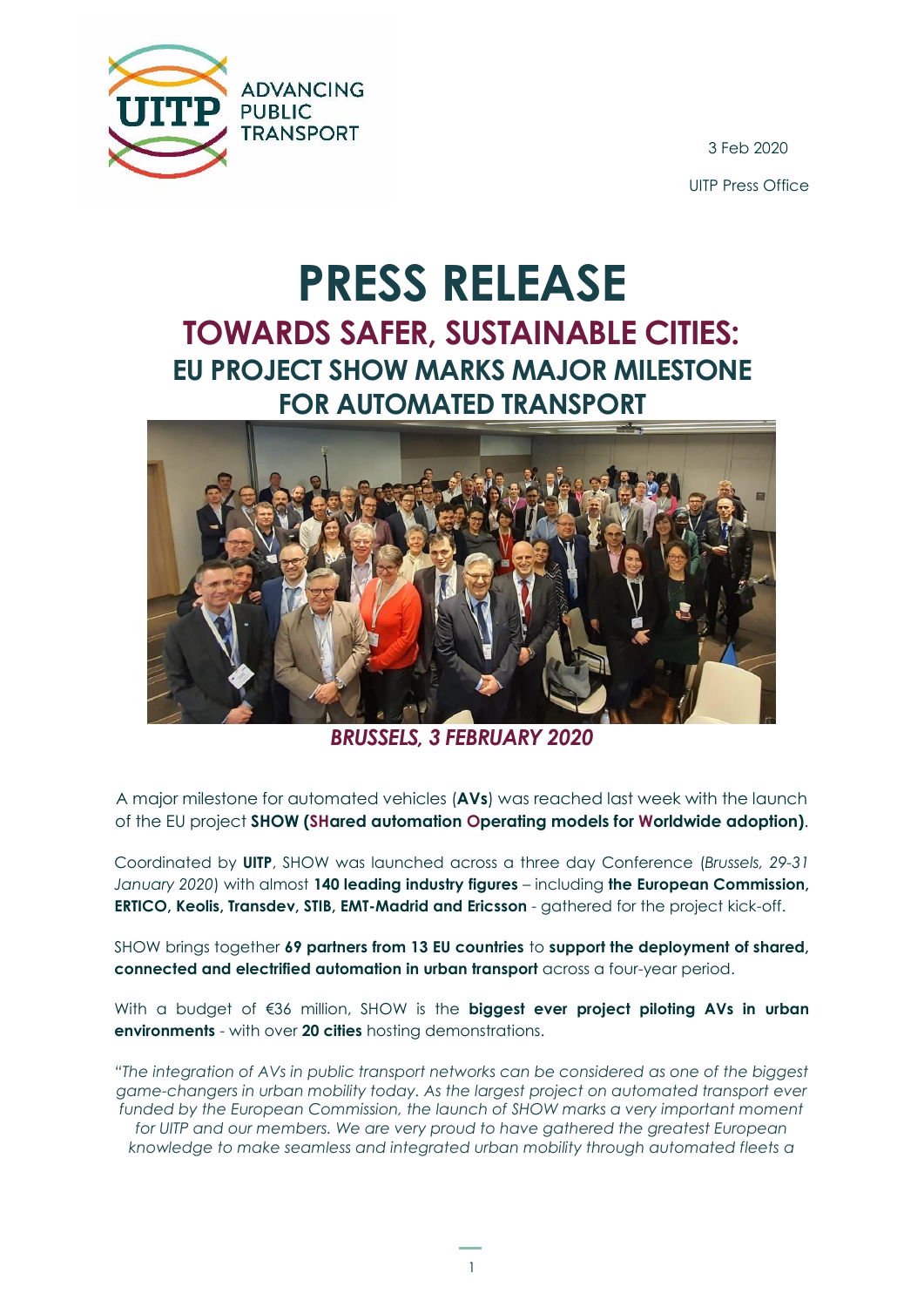3 Feb 2020

UITP Press Office

# PRESS RELEASE

## TOWARDS SAFER, SUSTAINABLE CITIES:

## EU PROJECT SHOW MARKS MAJOR MILESTONE FOR AUTOMATED TRANSPORT

***BRUSSELS, 3 FEBRUARY 2020***

A major milestone for automated vehicles (**AVs**) was reached last week with the launch of the EU project **SHOW (SHared automation Operating models for Worldwide adoption)**.

Coordinated by **UITP**, SHOW was launched across a three day Conference (*Brussels, 29-31 January 2020*) with almost **140 leading industry figures** – including **the European Commission, ERTICO, Keolis, Transdev, STIB, EMT-Madrid and Ericsson** - gathered for the project kick-off.

SHOW brings together **69 partners from 13 EU countries** to **support the deployment of shared, connected and electrified automation in urban transport** across a four-year period.

With a budget of €36 million, SHOW is the **biggest ever project piloting AVs in urban environments** - with over **20 cities** hosting demonstrations.

*"The integration of AVs in public transport networks can be considered as one of the biggest game-changers in urban mobility today. As the largest project on automated transport ever funded by the European Commission, the launch of SHOW marks a very important moment for UITP and our members. We are very proud to have gathered the greatest European knowledge to make seamless and integrated urban mobility through automated fleets a*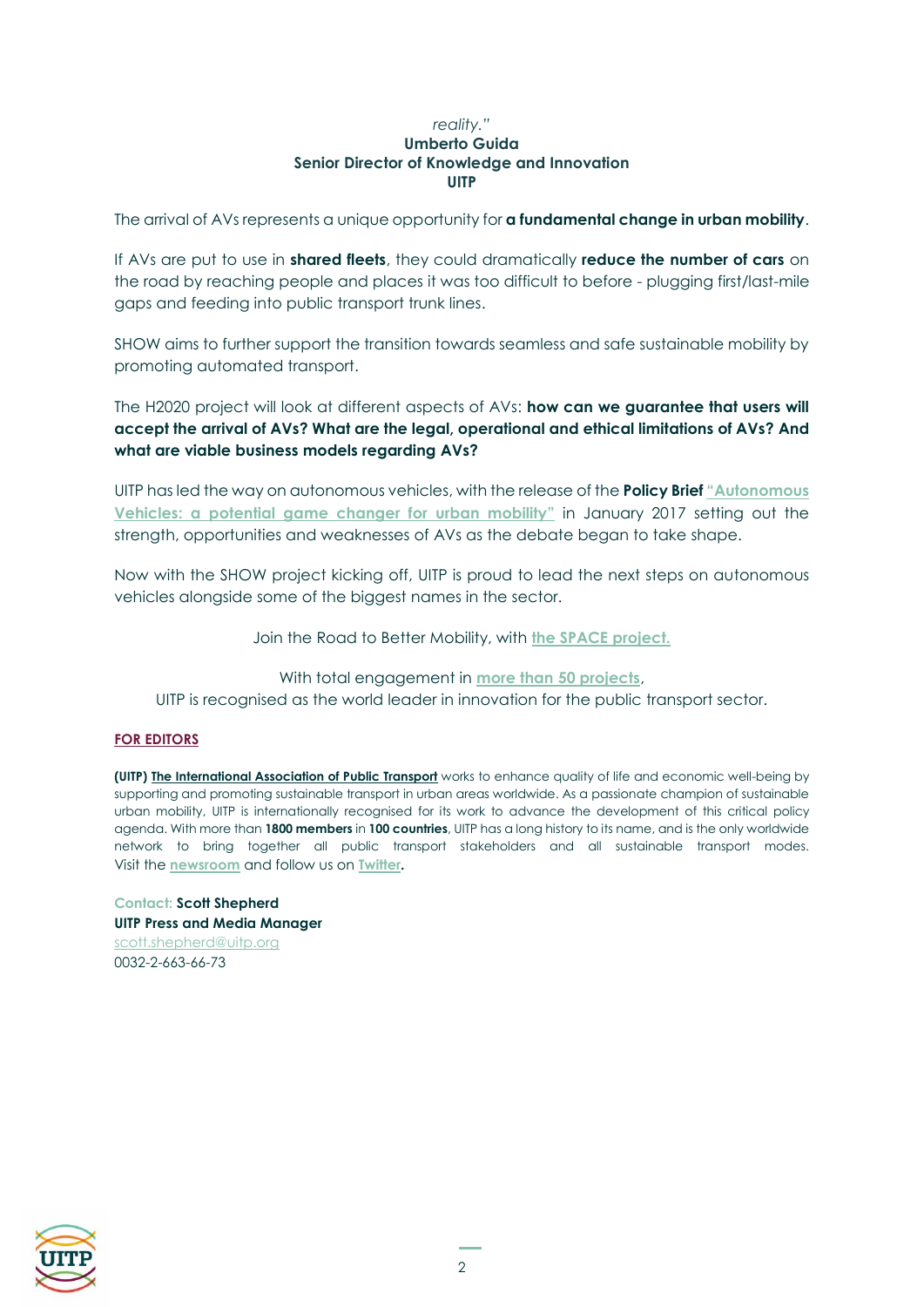*reality."*
**Umberto Guida**
**Senior Director of Knowledge and Innovation**
**UITP**

The arrival of AVs represents a unique opportunity for **a fundamental change in urban mobility**.

If AVs are put to use in **shared fleets**, they could dramatically **reduce the number of cars** on the road by reaching people and places it was too difficult to before - plugging first/last-mile gaps and feeding into public transport trunk lines.

SHOW aims to further support the transition towards seamless and safe sustainable mobility by promoting automated transport.

The H2020 project will look at different aspects of AVs: **how can we guarantee that users will accept the arrival of AVs? What are the legal, operational and ethical limitations of AVs? And what are viable business models regarding AVs?**

UITP has led the way on autonomous vehicles, with the release of the **Policy Brief "Autonomous Vehicles: a potential game changer for urban mobility"** in January 2017 setting out the strength, opportunities and weaknesses of AVs as the debate began to take shape.

Now with the SHOW project kicking off, UITP is proud to lead the next steps on autonomous vehicles alongside some of the biggest names in the sector.

Join the Road to Better Mobility, with **the SPACE project.**

With total engagement in **more than 50 projects**,
UITP is recognised as the world leader in innovation for the public transport sector.

**FOR EDITORS**

**(UITP) The International Association of Public Transport** works to enhance quality of life and economic well-being by supporting and promoting sustainable transport in urban areas worldwide. As a passionate champion of sustainable urban mobility, UITP is internationally recognised for its work to advance the development of this critical policy agenda. With more than **1800 members** in **100 countries**, UITP has a long history to its name, and is the only worldwide network to bring together all public transport stakeholders and all sustainable transport modes. Visit the **newsroom** and follow us on **Twitter.**

Contact: **Scott Shepherd**
**UITP Press and Media Manager**
scott.shepherd@uitp.org
0032-2-663-66-73